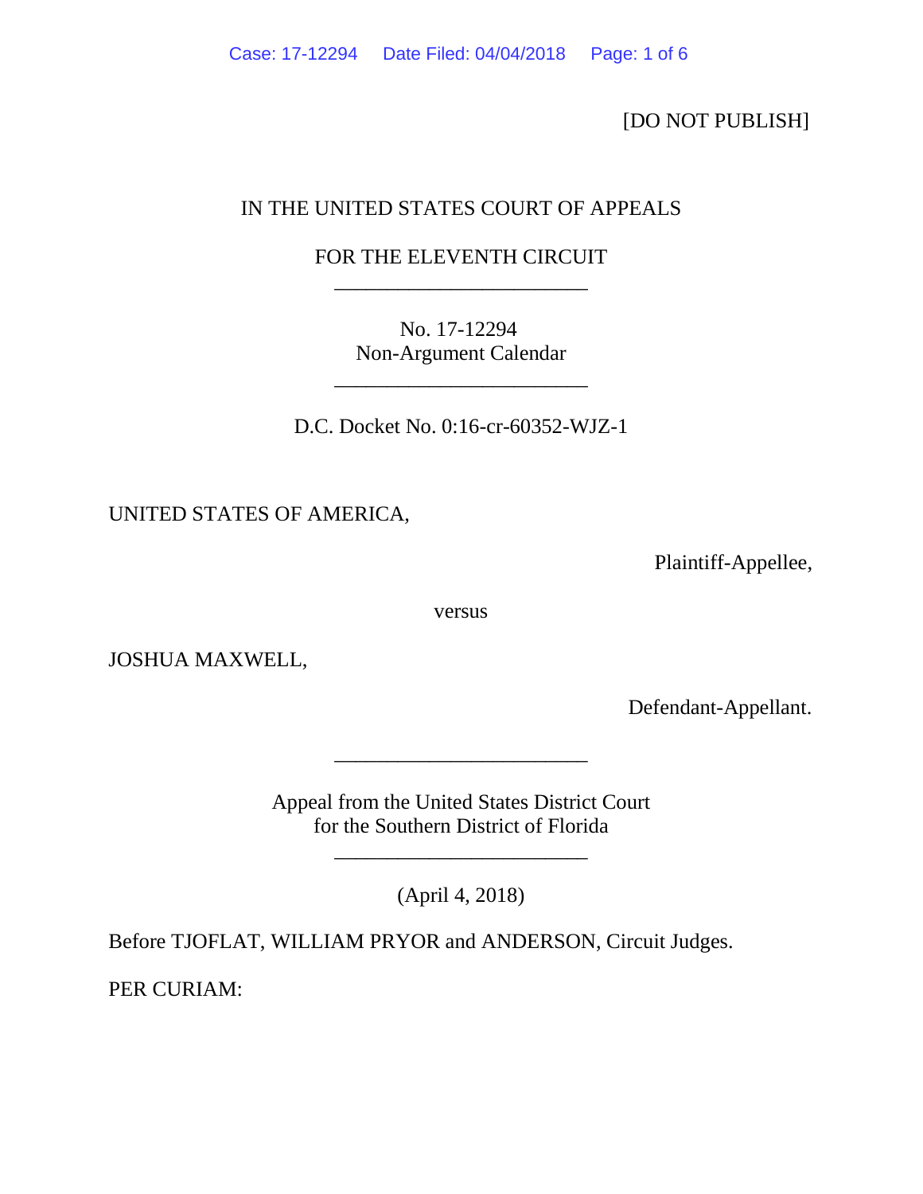[DO NOT PUBLISH]

IN THE UNITED STATES COURT OF APPEALS

FOR THE ELEVENTH CIRCUIT

________________________

No. 17-12294
Non-Argument Calendar

________________________

D.C. Docket No. 0:16-cr-60352-WJZ-1

UNITED STATES OF AMERICA,

Plaintiff-Appellee,

versus

JOSHUA MAXWELL,

Defendant-Appellant.

________________________

Appeal from the United States District Court
for the Southern District of Florida

________________________

(April 4, 2018)

Before TJOFLAT, WILLIAM PRYOR and ANDERSON, Circuit Judges.

PER CURIAM: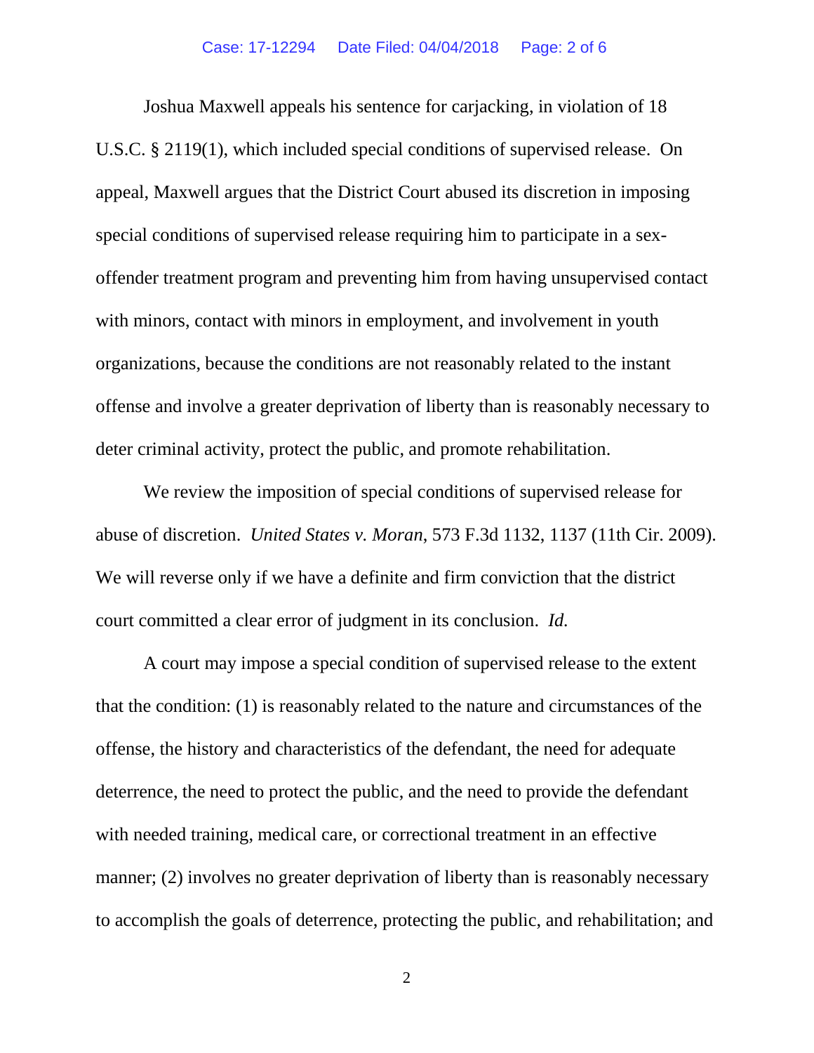Joshua Maxwell appeals his sentence for carjacking, in violation of 18 U.S.C. § 2119(1), which included special conditions of supervised release. On appeal, Maxwell argues that the District Court abused its discretion in imposing special conditions of supervised release requiring him to participate in a sex-offender treatment program and preventing him from having unsupervised contact with minors, contact with minors in employment, and involvement in youth organizations, because the conditions are not reasonably related to the instant offense and involve a greater deprivation of liberty than is reasonably necessary to deter criminal activity, protect the public, and promote rehabilitation.

We review the imposition of special conditions of supervised release for abuse of discretion. *United States v. Moran*, 573 F.3d 1132, 1137 (11th Cir. 2009). We will reverse only if we have a definite and firm conviction that the district court committed a clear error of judgment in its conclusion. *Id.*

A court may impose a special condition of supervised release to the extent that the condition: (1) is reasonably related to the nature and circumstances of the offense, the history and characteristics of the defendant, the need for adequate deterrence, the need to protect the public, and the need to provide the defendant with needed training, medical care, or correctional treatment in an effective manner; (2) involves no greater deprivation of liberty than is reasonably necessary to accomplish the goals of deterrence, protecting the public, and rehabilitation; and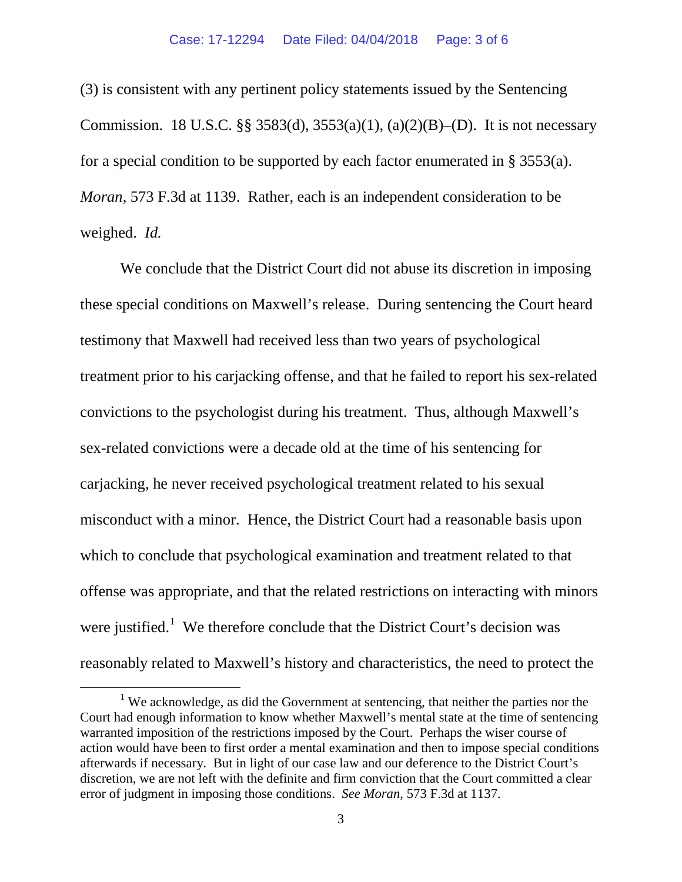(3) is consistent with any pertinent policy statements issued by the Sentencing Commission. 18 U.S.C. §§ 3583(d), 3553(a)(1), (a)(2)(B)–(D). It is not necessary for a special condition to be supported by each factor enumerated in § 3553(a). *Moran*, 573 F.3d at 1139. Rather, each is an independent consideration to be weighed. *Id.*

We conclude that the District Court did not abuse its discretion in imposing these special conditions on Maxwell's release. During sentencing the Court heard testimony that Maxwell had received less than two years of psychological treatment prior to his carjacking offense, and that he failed to report his sex-related convictions to the psychologist during his treatment. Thus, although Maxwell's sex-related convictions were a decade old at the time of his sentencing for carjacking, he never received psychological treatment related to his sexual misconduct with a minor. Hence, the District Court had a reasonable basis upon which to conclude that psychological examination and treatment related to that offense was appropriate, and that the related restrictions on interacting with minors were justified.[1] We therefore conclude that the District Court's decision was reasonably related to Maxwell's history and characteristics, the need to protect the

[1] We acknowledge, as did the Government at sentencing, that neither the parties nor the Court had enough information to know whether Maxwell's mental state at the time of sentencing warranted imposition of the restrictions imposed by the Court. Perhaps the wiser course of action would have been to first order a mental examination and then to impose special conditions afterwards if necessary. But in light of our case law and our deference to the District Court's discretion, we are not left with the definite and firm conviction that the Court committed a clear error of judgment in imposing those conditions. *See Moran*, 573 F.3d at 1137.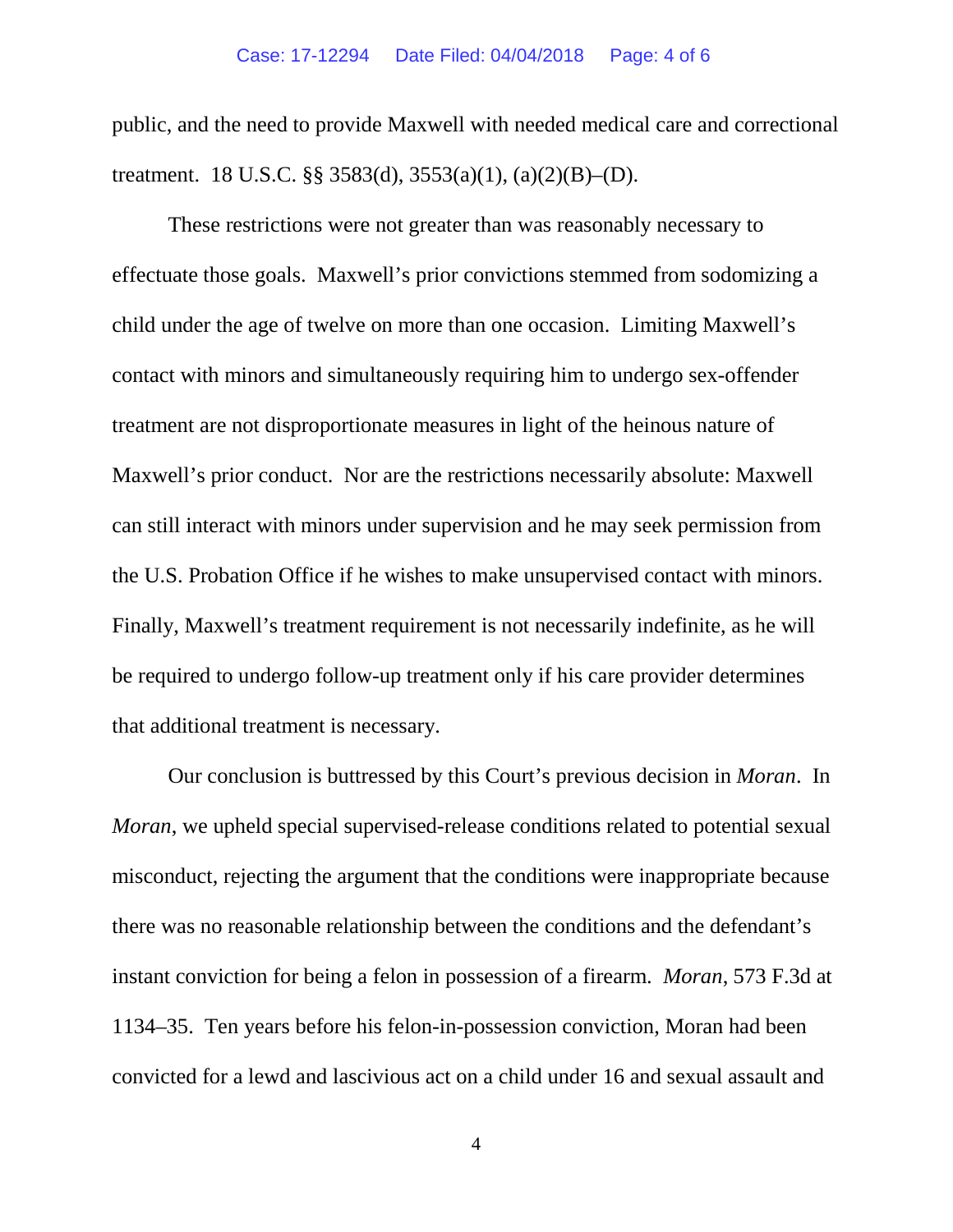public, and the need to provide Maxwell with needed medical care and correctional treatment. 18 U.S.C. §§ 3583(d), 3553(a)(1), (a)(2)(B)–(D).

These restrictions were not greater than was reasonably necessary to effectuate those goals. Maxwell's prior convictions stemmed from sodomizing a child under the age of twelve on more than one occasion. Limiting Maxwell's contact with minors and simultaneously requiring him to undergo sex-offender treatment are not disproportionate measures in light of the heinous nature of Maxwell's prior conduct. Nor are the restrictions necessarily absolute: Maxwell can still interact with minors under supervision and he may seek permission from the U.S. Probation Office if he wishes to make unsupervised contact with minors. Finally, Maxwell's treatment requirement is not necessarily indefinite, as he will be required to undergo follow-up treatment only if his care provider determines that additional treatment is necessary.

Our conclusion is buttressed by this Court's previous decision in *Moran*. In *Moran*, we upheld special supervised-release conditions related to potential sexual misconduct, rejecting the argument that the conditions were inappropriate because there was no reasonable relationship between the conditions and the defendant's instant conviction for being a felon in possession of a firearm. *Moran*, 573 F.3d at 1134–35. Ten years before his felon-in-possession conviction, Moran had been convicted for a lewd and lascivious act on a child under 16 and sexual assault and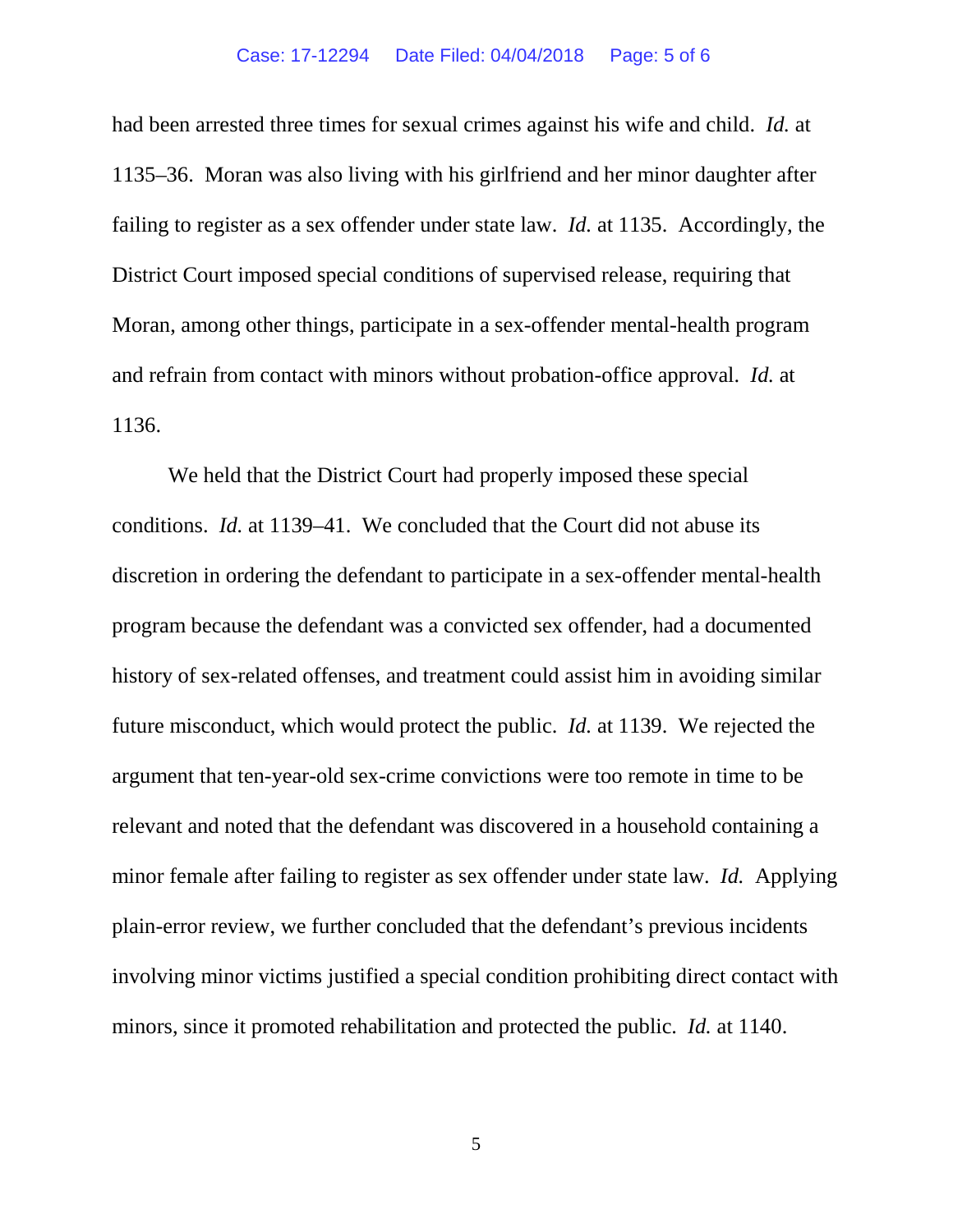had been arrested three times for sexual crimes against his wife and child. *Id.* at 1135–36. Moran was also living with his girlfriend and her minor daughter after failing to register as a sex offender under state law. *Id.* at 1135. Accordingly, the District Court imposed special conditions of supervised release, requiring that Moran, among other things, participate in a sex-offender mental-health program and refrain from contact with minors without probation-office approval. *Id.* at 1136.

We held that the District Court had properly imposed these special conditions. *Id.* at 1139–41. We concluded that the Court did not abuse its discretion in ordering the defendant to participate in a sex-offender mental-health program because the defendant was a convicted sex offender, had a documented history of sex-related offenses, and treatment could assist him in avoiding similar future misconduct, which would protect the public. *Id.* at 1139. We rejected the argument that ten-year-old sex-crime convictions were too remote in time to be relevant and noted that the defendant was discovered in a household containing a minor female after failing to register as sex offender under state law. *Id.* Applying plain-error review, we further concluded that the defendant's previous incidents involving minor victims justified a special condition prohibiting direct contact with minors, since it promoted rehabilitation and protected the public. *Id.* at 1140.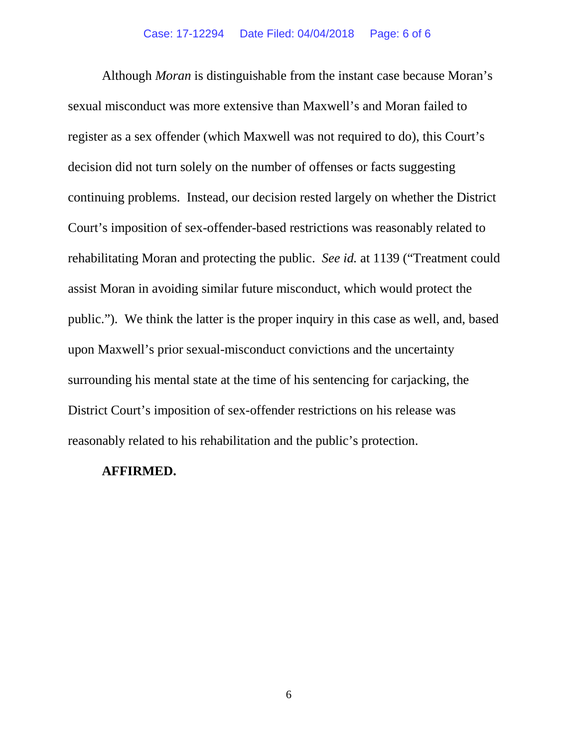Although *Moran* is distinguishable from the instant case because Moran's sexual misconduct was more extensive than Maxwell's and Moran failed to register as a sex offender (which Maxwell was not required to do), this Court's decision did not turn solely on the number of offenses or facts suggesting continuing problems. Instead, our decision rested largely on whether the District Court's imposition of sex-offender-based restrictions was reasonably related to rehabilitating Moran and protecting the public. *See id.* at 1139 ("Treatment could assist Moran in avoiding similar future misconduct, which would protect the public."). We think the latter is the proper inquiry in this case as well, and, based upon Maxwell's prior sexual-misconduct convictions and the uncertainty surrounding his mental state at the time of his sentencing for carjacking, the District Court's imposition of sex-offender restrictions on his release was reasonably related to his rehabilitation and the public's protection.

**AFFIRMED.**